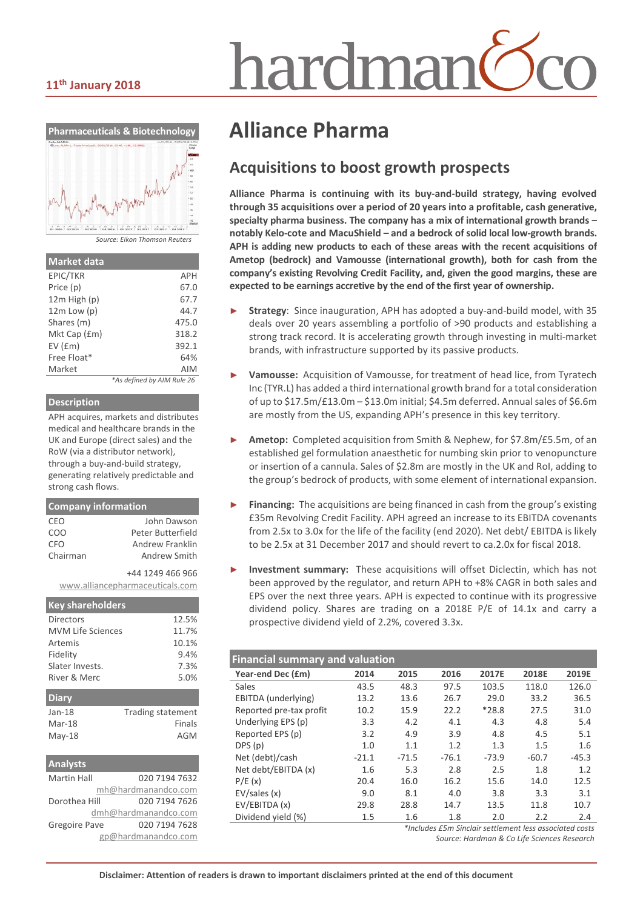11th January 2018

# Alliance Pharma

## Acquisitions to boost growth prospects

**Alliance Pharma is continuing with its buy-and-build strategy, having evolved through 35 acquisitions over a period of 20 years into a profitable, cash generative, specialty pharma business. The company has a mix of international growth brands – notably Kelo-cote and MacuShield – and a bedrock of solid local low-growth brands. APH is adding new products to each of these areas with the recent acquisitions of Ametop (bedrock) and Vamousse (international growth), both for cash from the company's existing Revolving Credit Facility, and, given the good margins, these are expected to be earnings accretive by the end of the first year of ownership.**

- **Strategy**: Since inauguration, APH has adopted a buy-and-build model, with 35 deals over 20 years assembling a portfolio of >90 products and establishing a strong track record. It is accelerating growth through investing in multi-market brands, with infrastructure supported by its passive products.
- **Vamousse:** Acquisition of Vamousse, for treatment of head lice, from Tyratech Inc (TYR.L) has added a third international growth brand for a total consideration of up to $17.5m/£13.0m – $13.0m initial; $4.5m deferred. Annual sales of $6.6m are mostly from the US, expanding APH's presence in this key territory.
- **Ametop:** Completed acquisition from Smith & Nephew, for $7.8m/£5.5m, of an established gel formulation anaesthetic for numbing skin prior to venopuncture or insertion of a cannula. Sales of $2.8m are mostly in the UK and RoI, adding to the group's bedrock of products, with some element of international expansion.
- **Financing:** The acquisitions are being financed in cash from the group's existing £35m Revolving Credit Facility. APH agreed an increase to its EBITDA covenants from 2.5x to 3.0x for the life of the facility (end 2020). Net debt/ EBITDA is likely to be 2.5x at 31 December 2017 and should revert to ca.2.0x for fiscal 2018.
- **Investment summary:** These acquisitions will offset Diclectin, which has not been approved by the regulator, and return APH to +8% CAGR in both sales and EPS over the next three years. APH is expected to continue with its progressive dividend policy. Shares are trading on a 2018E P/E of 14.1x and carry a prospective dividend yield of 2.2%, covered 3.3x.

### Financial summary and valuation

| Year-end Dec (£m) | 2014 | 2015 | 2016 | 2017E | 2018E | 2019E |
|---|---|---|---|---|---|---|
| Sales | 43.5 | 48.3 | 97.5 | 103.5 | 118.0 | 126.0 |
| EBITDA (underlying) | 13.2 | 13.6 | 26.7 | 29.0 | 33.2 | 36.5 |
| Reported pre-tax profit | 10.2 | 15.9 | 22.2 | *28.8 | 27.5 | 31.0 |
| Underlying EPS (p) | 3.3 | 4.2 | 4.1 | 4.3 | 4.8 | 5.4 |
| Reported EPS (p) | 3.2 | 4.9 | 3.9 | 4.8 | 4.5 | 5.1 |
| DPS (p) | 1.0 | 1.1 | 1.2 | 1.3 | 1.5 | 1.6 |
| Net (debt)/cash | -21.1 | -71.5 | -76.1 | -73.9 | -60.7 | -45.3 |
| Net debt/EBITDA (x) | 1.6 | 5.3 | 2.8 | 2.5 | 1.8 | 1.2 |
| P/E (x) | 20.4 | 16.0 | 16.2 | 15.6 | 14.0 | 12.5 |
| EV/sales (x) | 9.0 | 8.1 | 4.0 | 3.8 | 3.3 | 3.1 |
| EV/EBITDA (x) | 29.8 | 28.8 | 14.7 | 13.5 | 11.8 | 10.7 |
| Dividend yield (%) | 1.5 | 1.6 | 1.8 | 2.0 | 2.2 | 2.4 |

*Includes £5m Sinclair settlement less associated costs

Source: Hardman & Co Life Sciences Research

### Pharmaceuticals & Biotechnology

Source: Eikon Thomson Reuters

### Market data

| | |
|---|---|
| EPIC/TKR | APH |
| Price (p) | 67.0 |
| 12m High (p) | 67.7 |
| 12m Low (p) | 44.7 |
| Shares (m) | 475.0 |
| Mkt Cap (£m) | 318.2 |
| EV (£m) | 392.1 |
| Free Float* | 64% |
| Market | AIM |

*As defined by AIM Rule 26

### Description

APH acquires, markets and distributes medical and healthcare brands in the UK and Europe (direct sales) and the RoW (via a distributor network), through a buy-and-build strategy, generating relatively predictable and strong cash flows.

### Company information

| | |
|---|---|
| CEO | John Dawson |
| COO | Peter Butterfield |
| CFO | Andrew Franklin |
| Chairman | Andrew Smith |

+44 1249 466 966

www.alliancepharmaceuticals.com

### Key shareholders

| | |
|---|---|
| Directors | 12.5% |
| MVM Life Sciences | 11.7% |
| Artemis | 10.1% |
| Fidelity | 9.4% |
| Slater Invests. | 7.3% |
| River & Merc | 5.0% |

### Diary

| | |
|---|---|
| Jan-18 | Trading statement |
| Mar-18 | Finals |
| May-18 | AGM |

### Analysts

| | |
|---|---|
| Martin Hall | 020 7194 7632 |
| | mh@hardmanandco.com |
| Dorothea Hill | 020 7194 7626 |
| | dmh@hardmanandco.com |
| Gregoire Pave | 020 7194 7628 |
| | gp@hardmanandco.com |

**Disclaimer: Attention of readers is drawn to important disclaimers printed at the end of this document**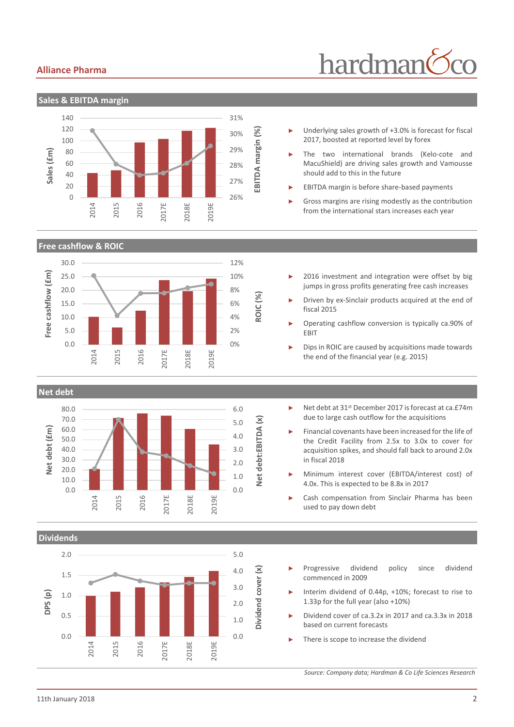## Sales & EBITDA margin

- Underlying sales growth of +3.0% is forecast for fiscal 2017, boosted at reported level by forex
- The two international brands (Kelo-cote and MacuShield) are driving sales growth and Vamousse should add to this in the future
- EBITDA margin is before share-based payments
- Gross margins are rising modestly as the contribution from the international stars increases each year

## Free cashflow & ROIC

- 2016 investment and integration were offset by big jumps in gross profits generating free cash increases
- Driven by ex-Sinclair products acquired at the end of fiscal 2015
- Operating cashflow conversion is typically ca.90% of EBIT
- Dips in ROIC are caused by acquisitions made towards the end of the financial year (e.g. 2015)

## Net debt

- Net debt at 31st December 2017 is forecast at ca.£74m due to large cash outflow for the acquisitions
- Financial covenants have been increased for the life of the Credit Facility from 2.5x to 3.0x to cover for acquisition spikes, and should fall back to around 2.0x in fiscal 2018
- Minimum interest cover (EBITDA/interest cost) of 4.0x. This is expected to be 8.8x in 2017
- Cash compensation from Sinclair Pharma has been used to pay down debt

## Dividends

- Progressive dividend policy since dividend commenced in 2009
- Interim dividend of 0.44p, +10%; forecast to rise to 1.33p for the full year (also +10%)
- Dividend cover of ca.3.2x in 2017 and ca.3.3x in 2018 based on current forecasts
- There is scope to increase the dividend

*Source: Company data; Hardman & Co Life Sciences Research*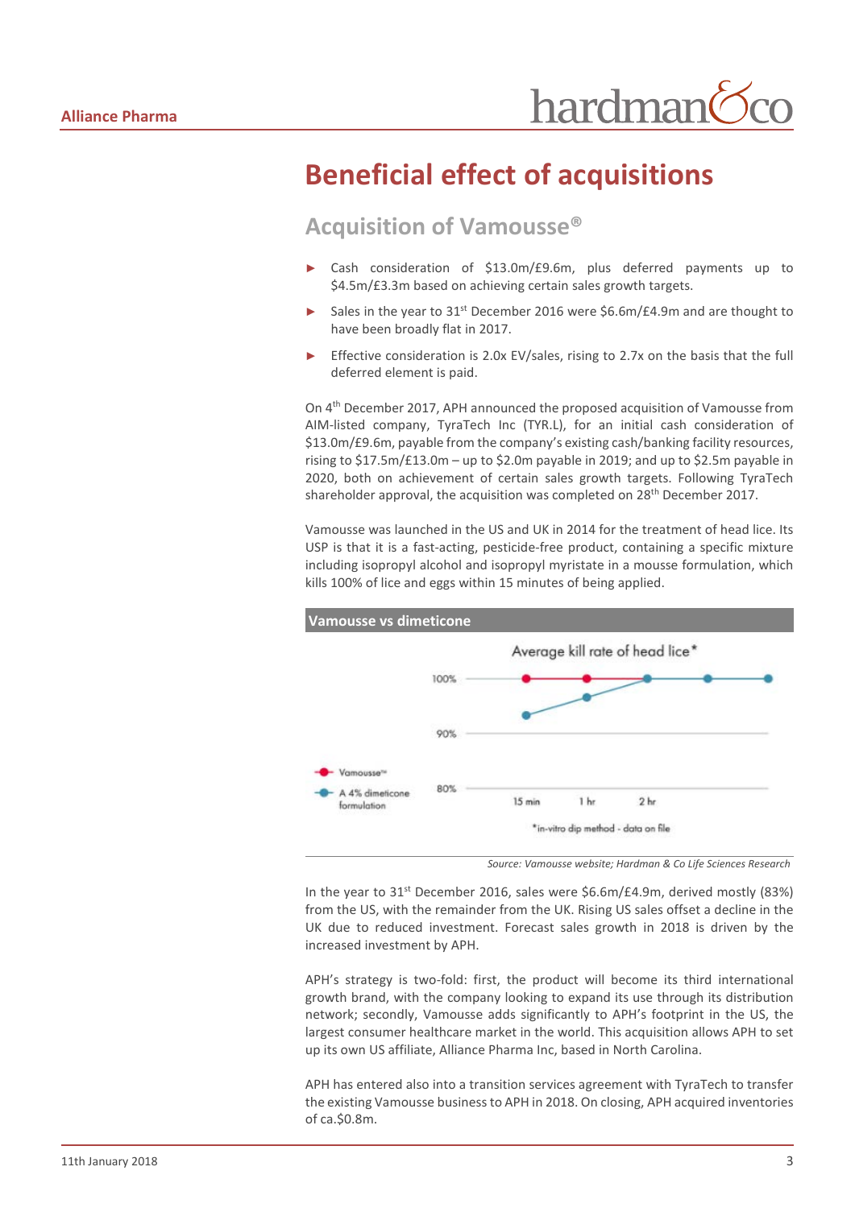# Beneficial effect of acquisitions

## Acquisition of Vamousse®

- Cash consideration of \$13.0m/£9.6m, plus deferred payments up to \$4.5m/£3.3m based on achieving certain sales growth targets.
- Sales in the year to 31st December 2016 were \$6.6m/£4.9m and are thought to have been broadly flat in 2017.
- Effective consideration is 2.0x EV/sales, rising to 2.7x on the basis that the full deferred element is paid.

On 4th December 2017, APH announced the proposed acquisition of Vamousse from AIM-listed company, TyraTech Inc (TYR.L), for an initial cash consideration of \$13.0m/£9.6m, payable from the company's existing cash/banking facility resources, rising to \$17.5m/£13.0m – up to \$2.0m payable in 2019; and up to \$2.5m payable in 2020, both on achievement of certain sales growth targets. Following TyraTech shareholder approval, the acquisition was completed on 28th December 2017.

Vamousse was launched in the US and UK in 2014 for the treatment of head lice. Its USP is that it is a fast-acting, pesticide-free product, containing a specific mixture including isopropyl alcohol and isopropyl myristate in a mousse formulation, which kills 100% of lice and eggs within 15 minutes of being applied.

**Vamousse vs dimeticone**

Average kill rate of head lice*

| | 15 min | 1 hr | 2 hr | | |
|---|---|---|---|---|---|
| Vamousse™ | 100% | 100% | 100% | | |
| A 4% dimeticone formulation | ~93% | ~96% | 100% | 100% | 100% |

*in-vitro dip method - data on file

*Source: Vamousse website; Hardman & Co Life Sciences Research*

In the year to 31st December 2016, sales were \$6.6m/£4.9m, derived mostly (83%) from the US, with the remainder from the UK. Rising US sales offset a decline in the UK due to reduced investment. Forecast sales growth in 2018 is driven by the increased investment by APH.

APH's strategy is two-fold: first, the product will become its third international growth brand, with the company looking to expand its use through its distribution network; secondly, Vamousse adds significantly to APH's footprint in the US, the largest consumer healthcare market in the world. This acquisition allows APH to set up its own US affiliate, Alliance Pharma Inc, based in North Carolina.

APH has entered also into a transition services agreement with TyraTech to transfer the existing Vamousse business to APH in 2018. On closing, APH acquired inventories of ca.\$0.8m.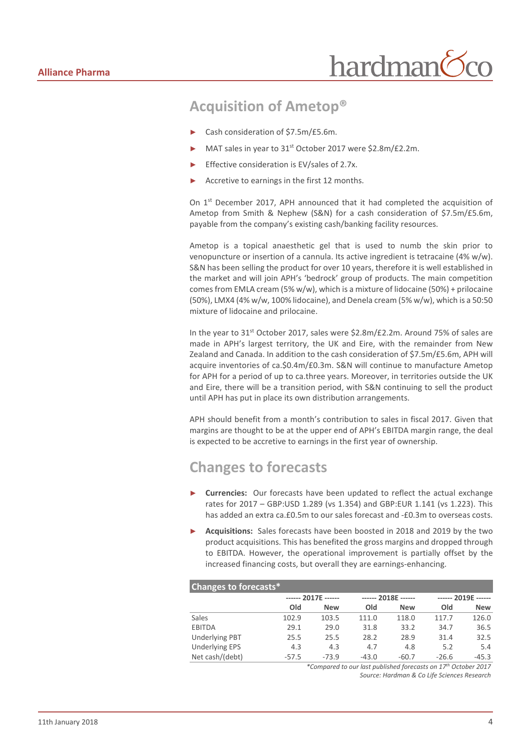## Acquisition of Ametop®

- Cash consideration of $7.5m/£5.6m.
- MAT sales in year to 31st October 2017 were $2.8m/£2.2m.
- Effective consideration is EV/sales of 2.7x.
- Accretive to earnings in the first 12 months.

On 1st December 2017, APH announced that it had completed the acquisition of Ametop from Smith & Nephew (S&N) for a cash consideration of $7.5m/£5.6m, payable from the company's existing cash/banking facility resources.

Ametop is a topical anaesthetic gel that is used to numb the skin prior to venopuncture or insertion of a cannula. Its active ingredient is tetracaine (4% w/w). S&N has been selling the product for over 10 years, therefore it is well established in the market and will join APH's 'bedrock' group of products. The main competition comes from EMLA cream (5% w/w), which is a mixture of lidocaine (50%) + prilocaine (50%), LMX4 (4% w/w, 100% lidocaine), and Denela cream (5% w/w), which is a 50:50 mixture of lidocaine and prilocaine.

In the year to 31st October 2017, sales were $2.8m/£2.2m. Around 75% of sales are made in APH's largest territory, the UK and Eire, with the remainder from New Zealand and Canada. In addition to the cash consideration of $7.5m/£5.6m, APH will acquire inventories of ca.$0.4m/£0.3m. S&N will continue to manufacture Ametop for APH for a period of up to ca.three years. Moreover, in territories outside the UK and Eire, there will be a transition period, with S&N continuing to sell the product until APH has put in place its own distribution arrangements.

APH should benefit from a month's contribution to sales in fiscal 2017. Given that margins are thought to be at the upper end of APH's EBITDA margin range, the deal is expected to be accretive to earnings in the first year of ownership.

## Changes to forecasts

- **Currencies:** Our forecasts have been updated to reflect the actual exchange rates for 2017 – GBP:USD 1.289 (vs 1.354) and GBP:EUR 1.141 (vs 1.223). This has added an extra ca.£0.5m to our sales forecast and -£0.3m to overseas costs.
- **Acquisitions:** Sales forecasts have been boosted in 2018 and 2019 by the two product acquisitions. This has benefited the gross margins and dropped through to EBITDA. However, the operational improvement is partially offset by the increased financing costs, but overall they are earnings-enhancing.

**Changes to forecasts***

| | ------ 2017E ------ | | ------ 2018E ------ | | ------ 2019E ------ | |
|---|---|---|---|---|---|---|
| | Old | New | Old | New | Old | New |
| Sales | 102.9 | 103.5 | 111.0 | 118.0 | 117.7 | 126.0 |
| EBITDA | 29.1 | 29.0 | 31.8 | 33.2 | 34.7 | 36.5 |
| Underlying PBT | 25.5 | 25.5 | 28.2 | 28.9 | 31.4 | 32.5 |
| Underlying EPS | 4.3 | 4.3 | 4.7 | 4.8 | 5.2 | 5.4 |
| Net cash/(debt) | -57.5 | -73.9 | -43.0 | -60.7 | -26.6 | -45.3 |

*\*Compared to our last published forecasts on 17th October 2017*

*Source: Hardman & Co Life Sciences Research*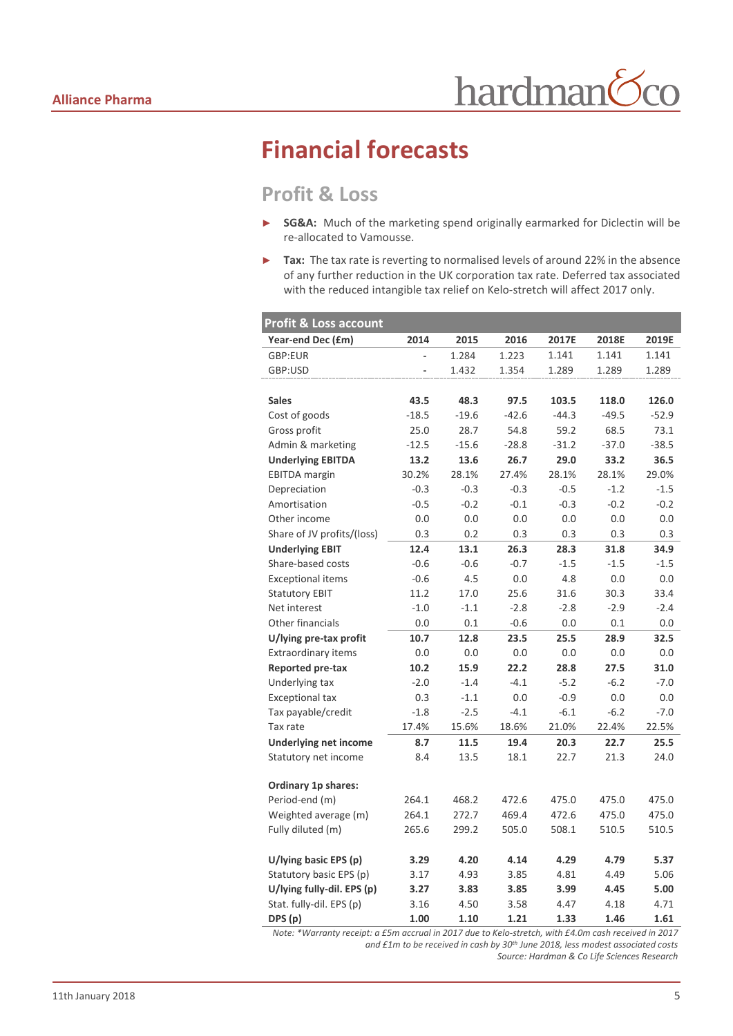# Financial forecasts

## Profit & Loss

- **SG&A:** Much of the marketing spend originally earmarked for Diclectin will be re-allocated to Vamousse.
- **Tax:** The tax rate is reverting to normalised levels of around 22% in the absence of any further reduction in the UK corporation tax rate. Deferred tax associated with the reduced intangible tax relief on Kelo-stretch will affect 2017 only.

| Profit & Loss account | | | | | | |
|---|---|---|---|---|---|---|
| **Year-end Dec (£m)** | **2014** | **2015** | **2016** | **2017E** | **2018E** | **2019E** |
| GBP:EUR | - | 1.284 | 1.223 | 1.141 | 1.141 | 1.141 |
| GBP:USD | - | 1.432 | 1.354 | 1.289 | 1.289 | 1.289 |
| | | | | | | |
| **Sales** | **43.5** | **48.3** | **97.5** | **103.5** | **118.0** | **126.0** |
| Cost of goods | -18.5 | -19.6 | -42.6 | -44.3 | -49.5 | -52.9 |
| Gross profit | 25.0 | 28.7 | 54.8 | 59.2 | 68.5 | 73.1 |
| Admin & marketing | -12.5 | -15.6 | -28.8 | -31.2 | -37.0 | -38.5 |
| **Underlying EBITDA** | **13.2** | **13.6** | **26.7** | **29.0** | **33.2** | **36.5** |
| EBITDA margin | 30.2% | 28.1% | 27.4% | 28.1% | 28.1% | 29.0% |
| Depreciation | -0.3 | -0.3 | -0.3 | -0.5 | -1.2 | -1.5 |
| Amortisation | -0.5 | -0.2 | -0.1 | -0.3 | -0.2 | -0.2 |
| Other income | 0.0 | 0.0 | 0.0 | 0.0 | 0.0 | 0.0 |
| Share of JV profits/(loss) | 0.3 | 0.2 | 0.3 | 0.3 | 0.3 | 0.3 |
| **Underlying EBIT** | **12.4** | **13.1** | **26.3** | **28.3** | **31.8** | **34.9** |
| Share-based costs | -0.6 | -0.6 | -0.7 | -1.5 | -1.5 | -1.5 |
| Exceptional items | -0.6 | 4.5 | 0.0 | 4.8 | 0.0 | 0.0 |
| Statutory EBIT | 11.2 | 17.0 | 25.6 | 31.6 | 30.3 | 33.4 |
| Net interest | -1.0 | -1.1 | -2.8 | -2.8 | -2.9 | -2.4 |
| Other financials | 0.0 | 0.1 | -0.6 | 0.0 | 0.1 | 0.0 |
| **U/lying pre-tax profit** | **10.7** | **12.8** | **23.5** | **25.5** | **28.9** | **32.5** |
| Extraordinary items | 0.0 | 0.0 | 0.0 | 0.0 | 0.0 | 0.0 |
| **Reported pre-tax** | **10.2** | **15.9** | **22.2** | **28.8** | **27.5** | **31.0** |
| Underlying tax | -2.0 | -1.4 | -4.1 | -5.2 | -6.2 | -7.0 |
| Exceptional tax | 0.3 | -1.1 | 0.0 | -0.9 | 0.0 | 0.0 |
| Tax payable/credit | -1.8 | -2.5 | -4.1 | -6.1 | -6.2 | -7.0 |
| Tax rate | 17.4% | 15.6% | 18.6% | 21.0% | 22.4% | 22.5% |
| **Underlying net income** | **8.7** | **11.5** | **19.4** | **20.3** | **22.7** | **25.5** |
| Statutory net income | 8.4 | 13.5 | 18.1 | 22.7 | 21.3 | 24.0 |
| | | | | | | |
| **Ordinary 1p shares:** | | | | | | |
| Period-end (m) | 264.1 | 468.2 | 472.6 | 475.0 | 475.0 | 475.0 |
| Weighted average (m) | 264.1 | 272.7 | 469.4 | 472.6 | 475.0 | 475.0 |
| Fully diluted (m) | 265.6 | 299.2 | 505.0 | 508.1 | 510.5 | 510.5 |
| | | | | | | |
| **U/lying basic EPS (p)** | **3.29** | **4.20** | **4.14** | **4.29** | **4.79** | **5.37** |
| Statutory basic EPS (p) | 3.17 | 4.93 | 3.85 | 4.81 | 4.49 | 5.06 |
| **U/lying fully-dil. EPS (p)** | **3.27** | **3.83** | **3.85** | **3.99** | **4.45** | **5.00** |
| Stat. fully-dil. EPS (p) | 3.16 | 4.50 | 3.58 | 4.47 | 4.18 | 4.71 |
| **DPS (p)** | **1.00** | **1.10** | **1.21** | **1.33** | **1.46** | **1.61** |

*Note: *Warranty receipt: a £5m accrual in 2017 due to Kelo-stretch, with £4.0m cash received in 2017 and £1m to be received in cash by 30th June 2018, less modest associated costs*

*Source: Hardman & Co Life Sciences Research*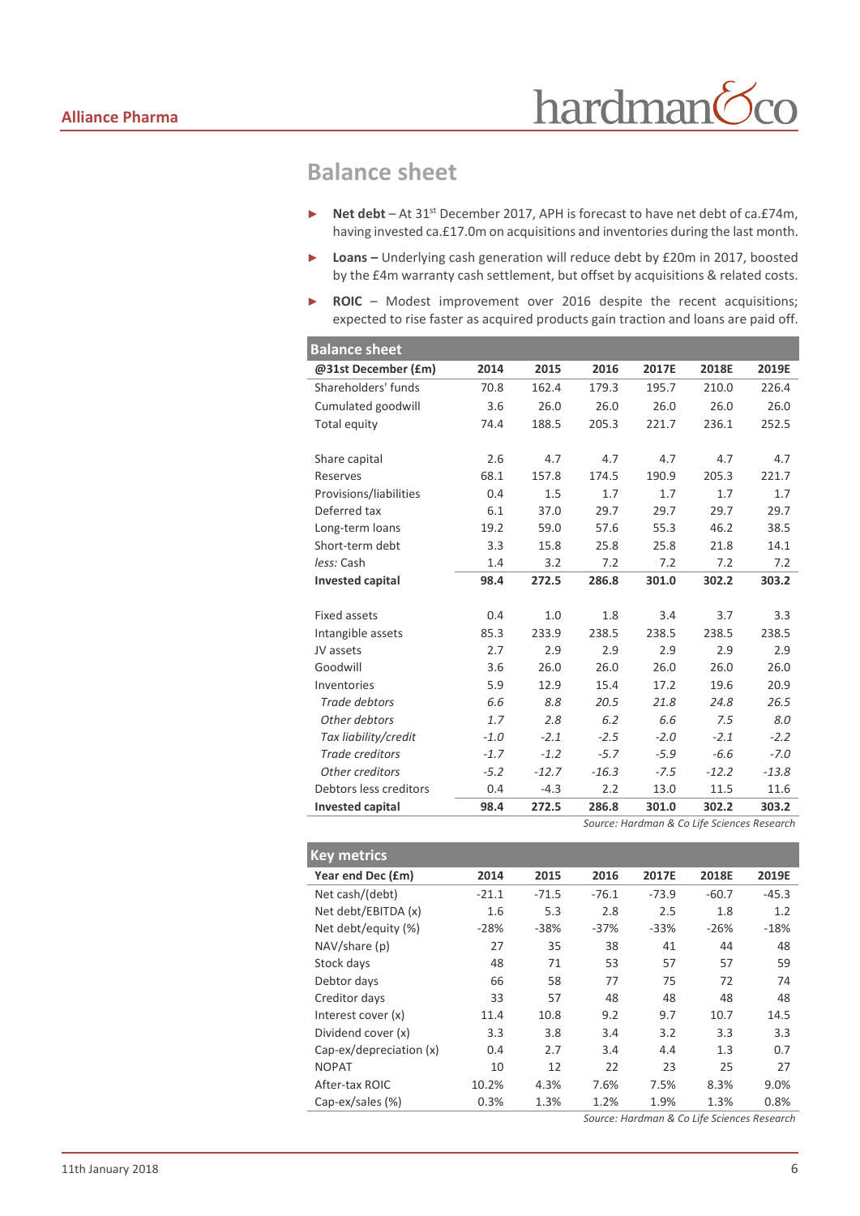## Balance sheet

- **Net debt** – At 31st December 2017, APH is forecast to have net debt of ca.£74m, having invested ca.£17.0m on acquisitions and inventories during the last month.
- **Loans –** Underlying cash generation will reduce debt by £20m in 2017, boosted by the £4m warranty cash settlement, but offset by acquisitions & related costs.
- **ROIC** – Modest improvement over 2016 despite the recent acquisitions; expected to rise faster as acquired products gain traction and loans are paid off.

| Balance sheet | | | | | | |
|---|---|---|---|---|---|---|
| **@31st December (£m)** | **2014** | **2015** | **2016** | **2017E** | **2018E** | **2019E** |
| Shareholders' funds | 70.8 | 162.4 | 179.3 | 195.7 | 210.0 | 226.4 |
| Cumulated goodwill | 3.6 | 26.0 | 26.0 | 26.0 | 26.0 | 26.0 |
| Total equity | 74.4 | 188.5 | 205.3 | 221.7 | 236.1 | 252.5 |
| | | | | | | |
| Share capital | 2.6 | 4.7 | 4.7 | 4.7 | 4.7 | 4.7 |
| Reserves | 68.1 | 157.8 | 174.5 | 190.9 | 205.3 | 221.7 |
| Provisions/liabilities | 0.4 | 1.5 | 1.7 | 1.7 | 1.7 | 1.7 |
| Deferred tax | 6.1 | 37.0 | 29.7 | 29.7 | 29.7 | 29.7 |
| Long-term loans | 19.2 | 59.0 | 57.6 | 55.3 | 46.2 | 38.5 |
| Short-term debt | 3.3 | 15.8 | 25.8 | 25.8 | 21.8 | 14.1 |
| *less:* Cash | 1.4 | 3.2 | 7.2 | 7.2 | 7.2 | 7.2 |
| **Invested capital** | **98.4** | **272.5** | **286.8** | **301.0** | **302.2** | **303.2** |
| | | | | | | |
| Fixed assets | 0.4 | 1.0 | 1.8 | 3.4 | 3.7 | 3.3 |
| Intangible assets | 85.3 | 233.9 | 238.5 | 238.5 | 238.5 | 238.5 |
| JV assets | 2.7 | 2.9 | 2.9 | 2.9 | 2.9 | 2.9 |
| Goodwill | 3.6 | 26.0 | 26.0 | 26.0 | 26.0 | 26.0 |
| Inventories | 5.9 | 12.9 | 15.4 | 17.2 | 19.6 | 20.9 |
| *Trade debtors* | *6.6* | *8.8* | *20.5* | *21.8* | *24.8* | *26.5* |
| *Other debtors* | *1.7* | *2.8* | *6.2* | *6.6* | *7.5* | *8.0* |
| *Tax liability/credit* | *-1.0* | *-2.1* | *-2.5* | *-2.0* | *-2.1* | *-2.2* |
| *Trade creditors* | *-1.7* | *-1.2* | *-5.7* | *-5.9* | *-6.6* | *-7.0* |
| *Other creditors* | *-5.2* | *-12.7* | *-16.3* | *-7.5* | *-12.2* | *-13.8* |
| Debtors less creditors | 0.4 | -4.3 | 2.2 | 13.0 | 11.5 | 11.6 |
| **Invested capital** | **98.4** | **272.5** | **286.8** | **301.0** | **302.2** | **303.2** |

*Source: Hardman & Co Life Sciences Research*

| Key metrics | | | | | | |
|---|---|---|---|---|---|---|
| **Year end Dec (£m)** | **2014** | **2015** | **2016** | **2017E** | **2018E** | **2019E** |
| Net cash/(debt) | -21.1 | -71.5 | -76.1 | -73.9 | -60.7 | -45.3 |
| Net debt/EBITDA (x) | 1.6 | 5.3 | 2.8 | 2.5 | 1.8 | 1.2 |
| Net debt/equity (%) | -28% | -38% | -37% | -33% | -26% | -18% |
| NAV/share (p) | 27 | 35 | 38 | 41 | 44 | 48 |
| Stock days | 48 | 71 | 53 | 57 | 57 | 59 |
| Debtor days | 66 | 58 | 77 | 75 | 72 | 74 |
| Creditor days | 33 | 57 | 48 | 48 | 48 | 48 |
| Interest cover (x) | 11.4 | 10.8 | 9.2 | 9.7 | 10.7 | 14.5 |
| Dividend cover (x) | 3.3 | 3.8 | 3.4 | 3.2 | 3.3 | 3.3 |
| Cap-ex/depreciation (x) | 0.4 | 2.7 | 3.4 | 4.4 | 1.3 | 0.7 |
| NOPAT | 10 | 12 | 22 | 23 | 25 | 27 |
| After-tax ROIC | 10.2% | 4.3% | 7.6% | 7.5% | 8.3% | 9.0% |
| Cap-ex/sales (%) | 0.3% | 1.3% | 1.2% | 1.9% | 1.3% | 0.8% |

*Source: Hardman & Co Life Sciences Research*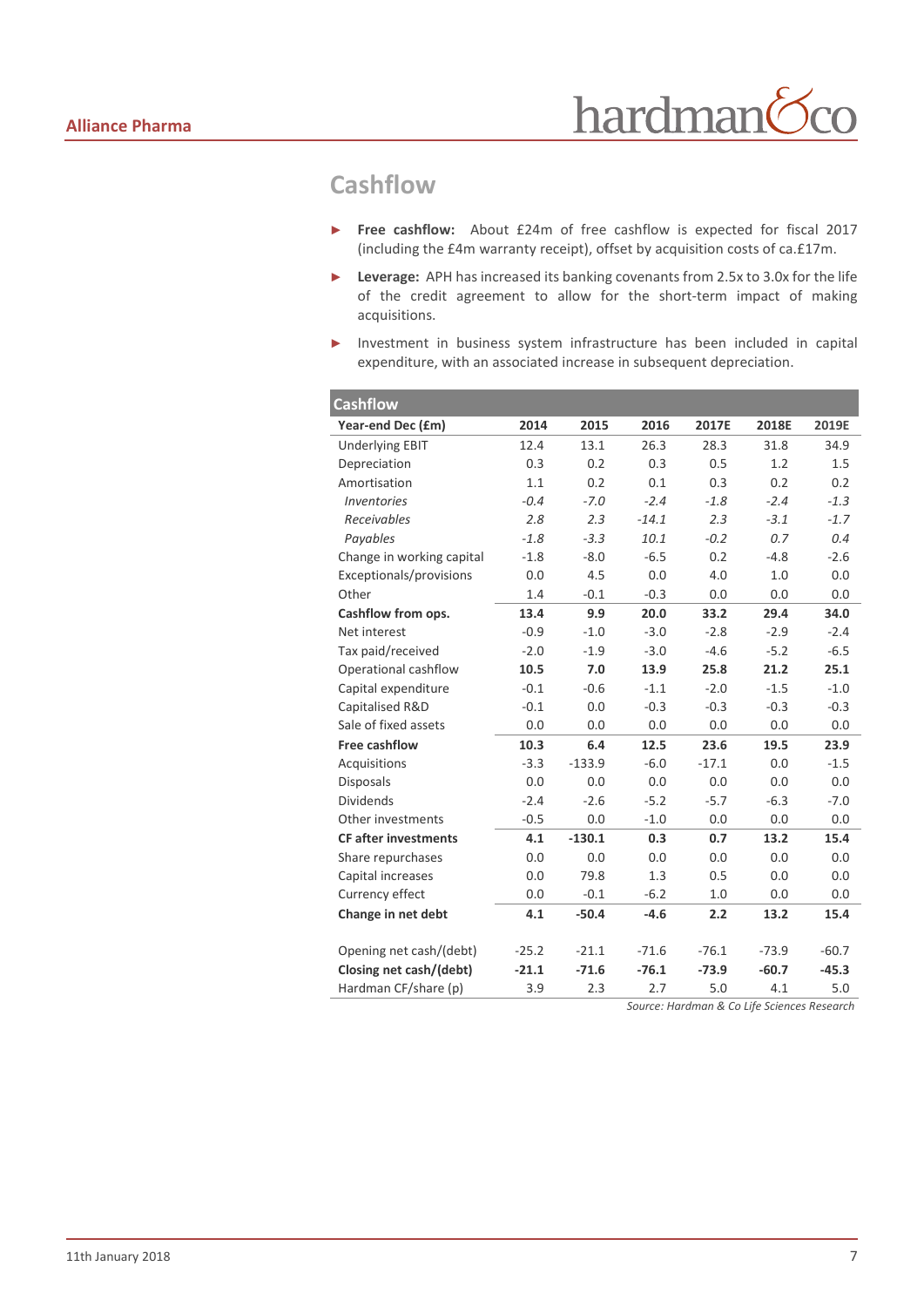## Cashflow

- **Free cashflow:** About £24m of free cashflow is expected for fiscal 2017 (including the £4m warranty receipt), offset by acquisition costs of ca.£17m.
- **Leverage:** APH has increased its banking covenants from 2.5x to 3.0x for the life of the credit agreement to allow for the short-term impact of making acquisitions.
- Investment in business system infrastructure has been included in capital expenditure, with an associated increase in subsequent depreciation.

| Cashflow | | | | | | |
|---|---|---|---|---|---|---|
| **Year-end Dec (£m)** | **2014** | **2015** | **2016** | **2017E** | **2018E** | **2019E** |
| Underlying EBIT | 12.4 | 13.1 | 26.3 | 28.3 | 31.8 | 34.9 |
| Depreciation | 0.3 | 0.2 | 0.3 | 0.5 | 1.2 | 1.5 |
| Amortisation | 1.1 | 0.2 | 0.1 | 0.3 | 0.2 | 0.2 |
| *Inventories* | *-0.4* | *-7.0* | *-2.4* | *-1.8* | *-2.4* | *-1.3* |
| *Receivables* | *2.8* | *2.3* | *-14.1* | *2.3* | *-3.1* | *-1.7* |
| *Payables* | *-1.8* | *-3.3* | *10.1* | *-0.2* | *0.7* | *0.4* |
| Change in working capital | -1.8 | -8.0 | -6.5 | 0.2 | -4.8 | -2.6 |
| Exceptionals/provisions | 0.0 | 4.5 | 0.0 | 4.0 | 1.0 | 0.0 |
| Other | 1.4 | -0.1 | -0.3 | 0.0 | 0.0 | 0.0 |
| **Cashflow from ops.** | **13.4** | **9.9** | **20.0** | **33.2** | **29.4** | **34.0** |
| Net interest | -0.9 | -1.0 | -3.0 | -2.8 | -2.9 | -2.4 |
| Tax paid/received | -2.0 | -1.9 | -3.0 | -4.6 | -5.2 | -6.5 |
| Operational cashflow | **10.5** | **7.0** | **13.9** | **25.8** | **21.2** | **25.1** |
| Capital expenditure | -0.1 | -0.6 | -1.1 | -2.0 | -1.5 | -1.0 |
| Capitalised R&D | -0.1 | 0.0 | -0.3 | -0.3 | -0.3 | -0.3 |
| Sale of fixed assets | 0.0 | 0.0 | 0.0 | 0.0 | 0.0 | 0.0 |
| **Free cashflow** | **10.3** | **6.4** | **12.5** | **23.6** | **19.5** | **23.9** |
| Acquisitions | -3.3 | -133.9 | -6.0 | -17.1 | 0.0 | -1.5 |
| Disposals | 0.0 | 0.0 | 0.0 | 0.0 | 0.0 | 0.0 |
| Dividends | -2.4 | -2.6 | -5.2 | -5.7 | -6.3 | -7.0 |
| Other investments | -0.5 | 0.0 | -1.0 | 0.0 | 0.0 | 0.0 |
| **CF after investments** | **4.1** | **-130.1** | **0.3** | **0.7** | **13.2** | **15.4** |
| Share repurchases | 0.0 | 0.0 | 0.0 | 0.0 | 0.0 | 0.0 |
| Capital increases | 0.0 | 79.8 | 1.3 | 0.5 | 0.0 | 0.0 |
| Currency effect | 0.0 | -0.1 | -6.2 | 1.0 | 0.0 | 0.0 |
| **Change in net debt** | **4.1** | **-50.4** | **-4.6** | **2.2** | **13.2** | **15.4** |
| | | | | | | |
| Opening net cash/(debt) | -25.2 | -21.1 | -71.6 | -76.1 | -73.9 | -60.7 |
| **Closing net cash/(debt)** | **-21.1** | **-71.6** | **-76.1** | **-73.9** | **-60.7** | **-45.3** |
| Hardman CF/share (p) | 3.9 | 2.3 | 2.7 | 5.0 | 4.1 | 5.0 |

*Source: Hardman & Co Life Sciences Research*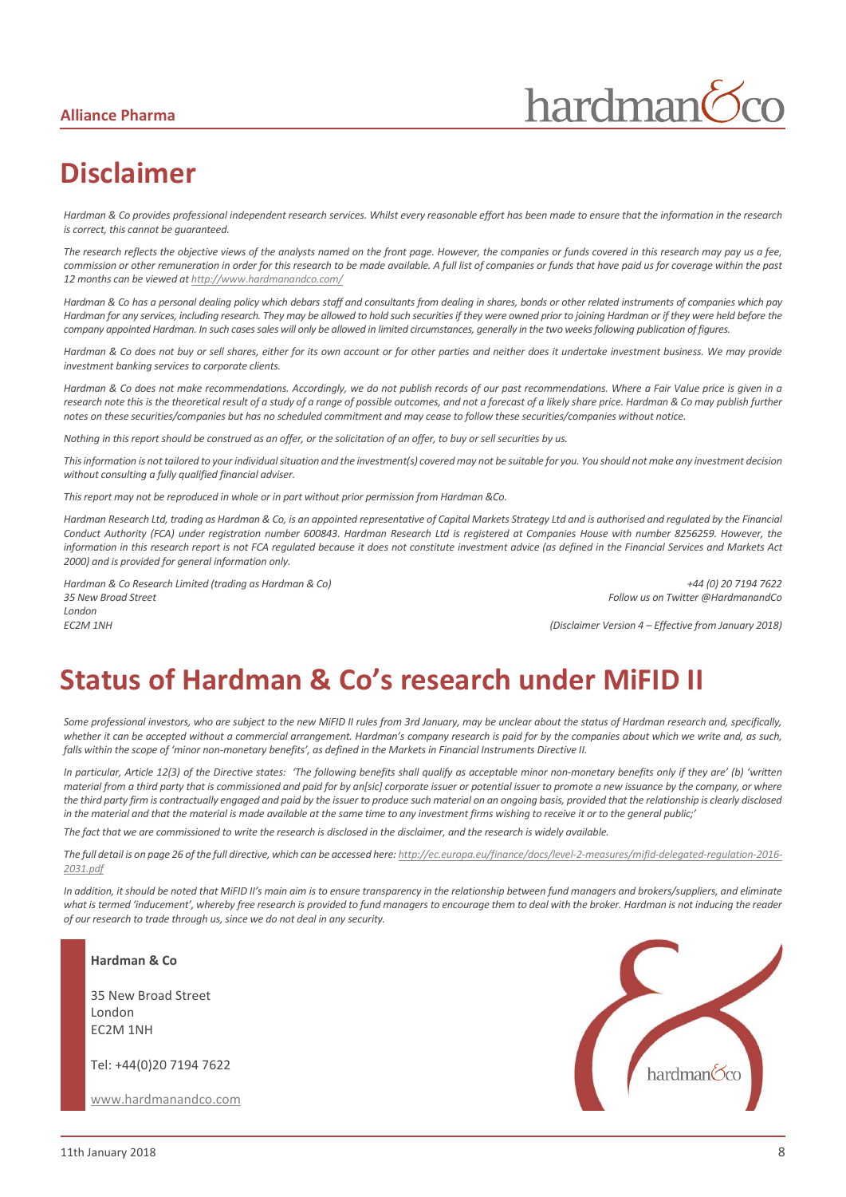# Disclaimer

*Hardman & Co provides professional independent research services. Whilst every reasonable effort has been made to ensure that the information in the research is correct, this cannot be guaranteed.*

*The research reflects the objective views of the analysts named on the front page. However, the companies or funds covered in this research may pay us a fee, commission or other remuneration in order for this research to be made available. A full list of companies or funds that have paid us for coverage within the past 12 months can be viewed at http://www.hardmanandco.com/*

*Hardman & Co has a personal dealing policy which debars staff and consultants from dealing in shares, bonds or other related instruments of companies which pay Hardman for any services, including research. They may be allowed to hold such securities if they were owned prior to joining Hardman or if they were held before the company appointed Hardman. In such cases sales will only be allowed in limited circumstances, generally in the two weeks following publication of figures.*

*Hardman & Co does not buy or sell shares, either for its own account or for other parties and neither does it undertake investment business. We may provide investment banking services to corporate clients.*

*Hardman & Co does not make recommendations. Accordingly, we do not publish records of our past recommendations. Where a Fair Value price is given in a research note this is the theoretical result of a study of a range of possible outcomes, and not a forecast of a likely share price. Hardman & Co may publish further notes on these securities/companies but has no scheduled commitment and may cease to follow these securities/companies without notice.*

*Nothing in this report should be construed as an offer, or the solicitation of an offer, to buy or sell securities by us.*

*This information is not tailored to your individual situation and the investment(s) covered may not be suitable for you. You should not make any investment decision without consulting a fully qualified financial adviser.*

*This report may not be reproduced in whole or in part without prior permission from Hardman &Co.*

*Hardman Research Ltd, trading as Hardman & Co, is an appointed representative of Capital Markets Strategy Ltd and is authorised and regulated by the Financial Conduct Authority (FCA) under registration number 600843. Hardman Research Ltd is registered at Companies House with number 8256259. However, the information in this research report is not FCA regulated because it does not constitute investment advice (as defined in the Financial Services and Markets Act 2000) and is provided for general information only.*

*Hardman & Co Research Limited (trading as Hardman & Co)*
*35 New Broad Street*
*London*
*EC2M 1NH*

*+44 (0) 20 7194 7622*
*Follow us on Twitter @HardmanandCo*

*(Disclaimer Version 4 – Effective from January 2018)*

# Status of Hardman & Co's research under MiFID II

*Some professional investors, who are subject to the new MiFID II rules from 3rd January, may be unclear about the status of Hardman research and, specifically, whether it can be accepted without a commercial arrangement. Hardman's company research is paid for by the companies about which we write and, as such, falls within the scope of 'minor non-monetary benefits', as defined in the Markets in Financial Instruments Directive II.*

*In particular, Article 12(3) of the Directive states: 'The following benefits shall qualify as acceptable minor non-monetary benefits only if they are' (b) 'written material from a third party that is commissioned and paid for by an[sic] corporate issuer or potential issuer to promote a new issuance by the company, or where the third party firm is contractually engaged and paid by the issuer to produce such material on an ongoing basis, provided that the relationship is clearly disclosed in the material and that the material is made available at the same time to any investment firms wishing to receive it or to the general public;'*

*The fact that we are commissioned to write the research is disclosed in the disclaimer, and the research is widely available.*

*The full detail is on page 26 of the full directive, which can be accessed here: http://ec.europa.eu/finance/docs/level-2-measures/mifid-delegated-regulation-2016-2031.pdf*

*In addition, it should be noted that MiFID II's main aim is to ensure transparency in the relationship between fund managers and brokers/suppliers, and eliminate what is termed 'inducement', whereby free research is provided to fund managers to encourage them to deal with the broker. Hardman is not inducing the reader of our research to trade through us, since we do not deal in any security.*

**Hardman & Co**

35 New Broad Street
London
EC2M 1NH

Tel: +44(0)20 7194 7622

www.hardmanandco.com